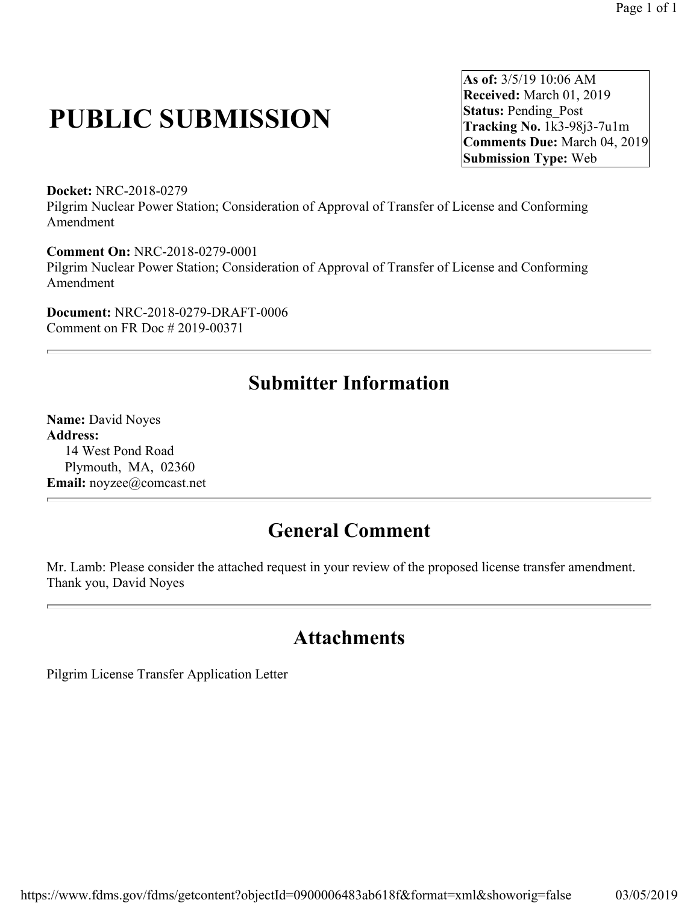# PUBLIC SUBMISSION

**As of:** 3/5/19 10:06 AM
**Received:** March 01, 2019
**Status:** Pending_Post
**Tracking No.** 1k3-98j3-7u1m
**Comments Due:** March 04, 2019
**Submission Type:** Web

**Docket:** NRC-2018-0279
Pilgrim Nuclear Power Station; Consideration of Approval of Transfer of License and Conforming Amendment

**Comment On:** NRC-2018-0279-0001
Pilgrim Nuclear Power Station; Consideration of Approval of Transfer of License and Conforming Amendment

**Document:** NRC-2018-0279-DRAFT-0006
Comment on FR Doc # 2019-00371

---

## Submitter Information

**Name:** David Noyes
**Address:**
14 West Pond Road
Plymouth, MA, 02360
**Email:** noyzee@comcast.net

---

## General Comment

Mr. Lamb: Please consider the attached request in your review of the proposed license transfer amendment. Thank you, David Noyes

---

## Attachments

Pilgrim License Transfer Application Letter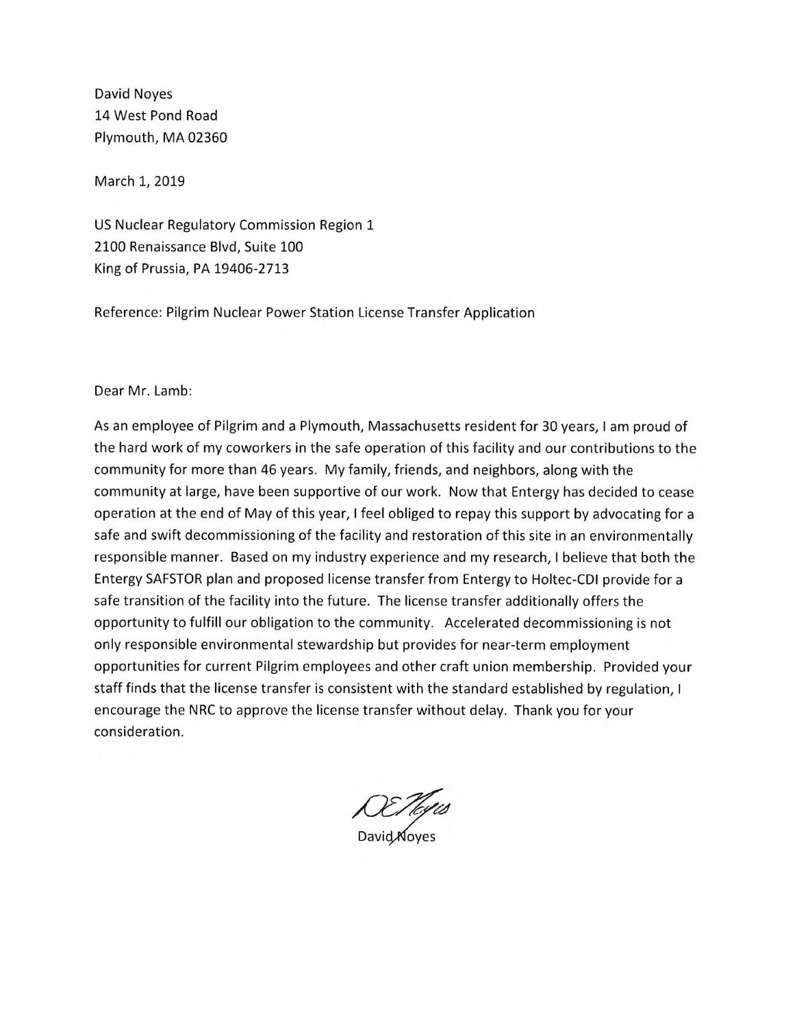David Noyes
14 West Pond Road
Plymouth, MA 02360

March 1, 2019

US Nuclear Regulatory Commission Region 1
2100 Renaissance Blvd, Suite 100
King of Prussia, PA 19406-2713

Reference: Pilgrim Nuclear Power Station License Transfer Application

Dear Mr. Lamb:

As an employee of Pilgrim and a Plymouth, Massachusetts resident for 30 years, I am proud of the hard work of my coworkers in the safe operation of this facility and our contributions to the community for more than 46 years. My family, friends, and neighbors, along with the community at large, have been supportive of our work. Now that Entergy has decided to cease operation at the end of May of this year, I feel obliged to repay this support by advocating for a safe and swift decommissioning of the facility and restoration of this site in an environmentally responsible manner. Based on my industry experience and my research, I believe that both the Entergy SAFSTOR plan and proposed license transfer from Entergy to Holtec-CDI provide for a safe transition of the facility into the future. The license transfer additionally offers the opportunity to fulfill our obligation to the community. Accelerated decommissioning is not only responsible environmental stewardship but provides for near-term employment opportunities for current Pilgrim employees and other craft union membership. Provided your staff finds that the license transfer is consistent with the standard established by regulation, I encourage the NRC to approve the license transfer without delay. Thank you for your consideration.

DE Noyes

David Noyes